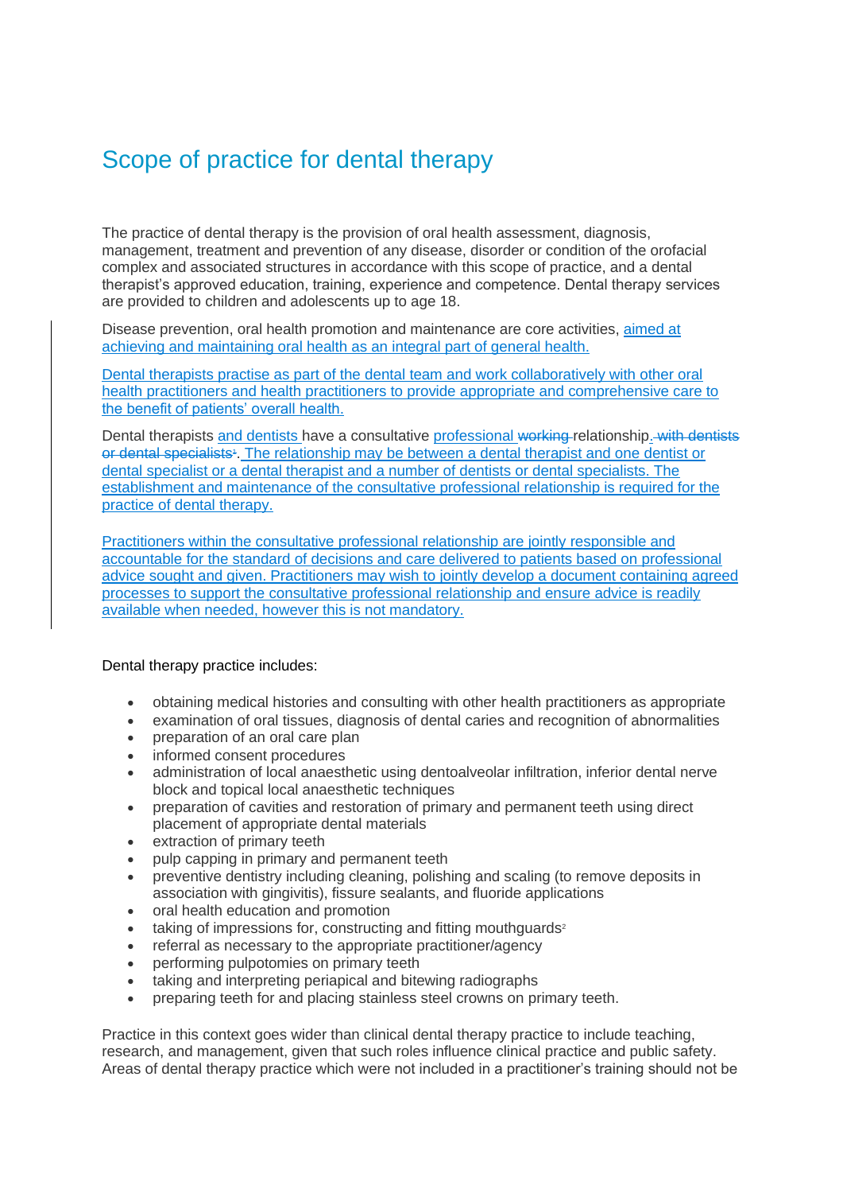# Scope of practice for dental therapy

The practice of dental therapy is the provision of oral health assessment, diagnosis, management, treatment and prevention of any disease, disorder or condition of the orofacial complex and associated structures in accordance with this scope of practice, and a dental therapist's approved education, training, experience and competence. Dental therapy services are provided to children and adolescents up to age 18.

Disease prevention, oral health promotion and maintenance are core activities, aimed at achieving and maintaining oral health as an integral part of general health.

Dental therapists practise as part of the dental team and work collaboratively with other oral health practitioners and health practitioners to provide appropriate and comprehensive care to the benefit of patients' overall health.

Dental therapists and dentists have a consultative professional ~~working~~ relationship~~. with dentists or dental specialists[1]~~. The relationship may be between a dental therapist and one dentist or dental specialist or a dental therapist and a number of dentists or dental specialists. The establishment and maintenance of the consultative professional relationship is required for the practice of dental therapy.

Practitioners within the consultative professional relationship are jointly responsible and accountable for the standard of decisions and care delivered to patients based on professional advice sought and given. Practitioners may wish to jointly develop a document containing agreed processes to support the consultative professional relationship and ensure advice is readily available when needed, however this is not mandatory.

Dental therapy practice includes:

- obtaining medical histories and consulting with other health practitioners as appropriate
- examination of oral tissues, diagnosis of dental caries and recognition of abnormalities
- preparation of an oral care plan
- informed consent procedures
- administration of local anaesthetic using dentoalveolar infiltration, inferior dental nerve block and topical local anaesthetic techniques
- preparation of cavities and restoration of primary and permanent teeth using direct placement of appropriate dental materials
- extraction of primary teeth
- pulp capping in primary and permanent teeth
- preventive dentistry including cleaning, polishing and scaling (to remove deposits in association with gingivitis), fissure sealants, and fluoride applications
- oral health education and promotion
- taking of impressions for, constructing and fitting mouthguards[2]
- referral as necessary to the appropriate practitioner/agency
- performing pulpotomies on primary teeth
- taking and interpreting periapical and bitewing radiographs
- preparing teeth for and placing stainless steel crowns on primary teeth.

Practice in this context goes wider than clinical dental therapy practice to include teaching, research, and management, given that such roles influence clinical practice and public safety. Areas of dental therapy practice which were not included in a practitioner's training should not be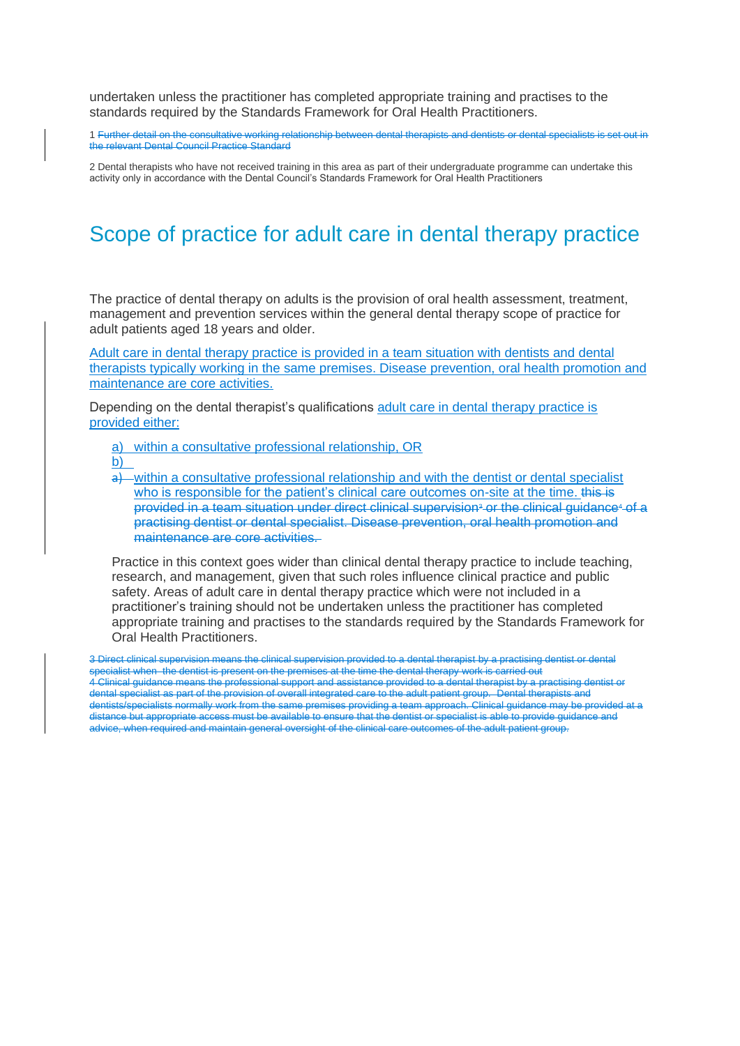undertaken unless the practitioner has completed appropriate training and practises to the standards required by the Standards Framework for Oral Health Practitioners.

1 ~~Further detail on the consultative working relationship between dental therapists and dentists or dental specialists is set out in the relevant Dental Council Practice Standard~~

2 Dental therapists who have not received training in this area as part of their undergraduate programme can undertake this activity only in accordance with the Dental Council's Standards Framework for Oral Health Practitioners

# Scope of practice for adult care in dental therapy practice

The practice of dental therapy on adults is the provision of oral health assessment, treatment, management and prevention services within the general dental therapy scope of practice for adult patients aged 18 years and older.

Adult care in dental therapy practice is provided in a team situation with dentists and dental therapists typically working in the same premises. Disease prevention, oral health promotion and maintenance are core activities.

Depending on the dental therapist's qualifications adult care in dental therapy practice is provided either:

a) within a consultative professional relationship, OR

b) ~~a)~~ within a consultative professional relationship and with the dentist or dental specialist who is responsible for the patient's clinical care outcomes on-site at the time. ~~this is provided in a team situation under direct clinical supervision[3] or the clinical guidance[4] of a practising dentist or dental specialist. Disease prevention, oral health promotion and maintenance are core activities.~~

Practice in this context goes wider than clinical dental therapy practice to include teaching, research, and management, given that such roles influence clinical practice and public safety. Areas of adult care in dental therapy practice which were not included in a practitioner's training should not be undertaken unless the practitioner has completed appropriate training and practises to the standards required by the Standards Framework for Oral Health Practitioners.

~~3 Direct clinical supervision means the clinical supervision provided to a dental therapist by a practising dentist or dental specialist when the dentist is present on the premises at the time the dental therapy work is carried out~~

~~4 Clinical guidance means the professional support and assistance provided to a dental therapist by a practising dentist or dental specialist as part of the provision of overall integrated care to the adult patient group. Dental therapists and dentists/specialists normally work from the same premises providing a team approach. Clinical guidance may be provided at a distance but appropriate access must be available to ensure that the dentist or specialist is able to provide guidance and advice, when required and maintain general oversight of the clinical care outcomes of the adult patient group.~~